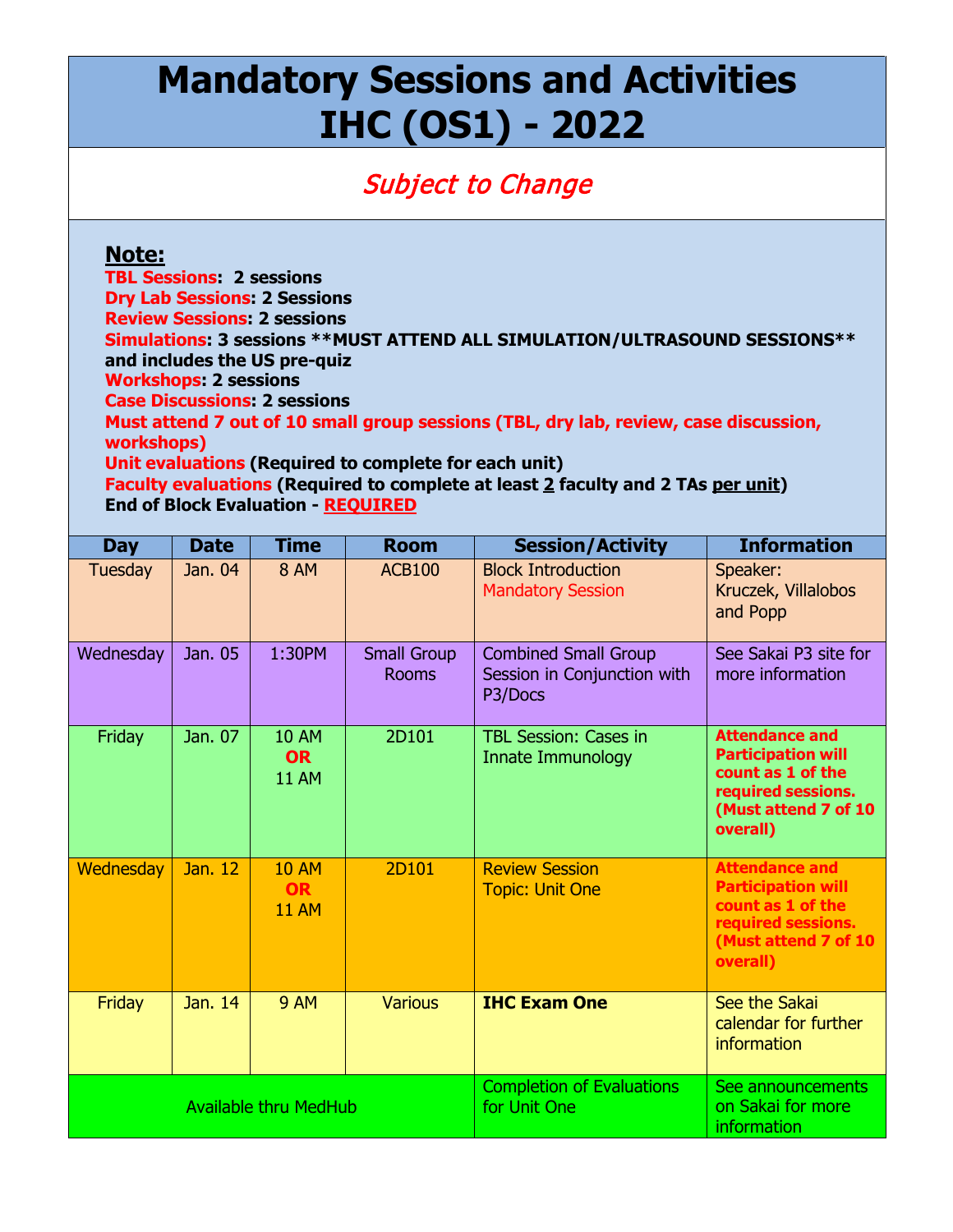# Mandatory Sessions and Activities
# IHC (OS1) - 2022

*Subject to Change*

**Note:**

**TBL Sessions: 2 sessions**
**Dry Lab Sessions: 2 Sessions**
**Review Sessions: 2 sessions**
**Simulations: 3 sessions \*\*MUST ATTEND ALL SIMULATION/ULTRASOUND SESSIONS\*\* and includes the US pre-quiz**
**Workshops: 2 sessions**
**Case Discussions: 2 sessions**
**Must attend 7 out of 10 small group sessions (TBL, dry lab, review, case discussion, workshops)**
**Unit evaluations (Required to complete for each unit)**
**Faculty evaluations (Required to complete at least 2 faculty and 2 TAs per unit)**
**End of Block Evaluation - REQUIRED**

| Day | Date | Time | Room | Session/Activity | Information |
|---|---|---|---|---|---|
| Tuesday | Jan. 04 | 8 AM | ACB100 | Block Introduction Mandatory Session | Speaker: Kruczek, Villalobos and Popp |
| Wednesday | Jan. 05 | 1:30PM | Small Group Rooms | Combined Small Group Session in Conjunction with P3/Docs | See Sakai P3 site for more information |
| Friday | Jan. 07 | 10 AM **OR** 11 AM | 2D101 | TBL Session: Cases in Innate Immunology | **Attendance and Participation will count as 1 of the required sessions. (Must attend 7 of 10 overall)** |
| Wednesday | Jan. 12 | 10 AM **OR** 11 AM | 2D101 | Review Session Topic: Unit One | **Attendance and Participation will count as 1 of the required sessions. (Must attend 7 of 10 overall)** |
| Friday | Jan. 14 | 9 AM | Various | **IHC Exam One** | See the Sakai calendar for further information |
| Available thru MedHub | | | | Completion of Evaluations for Unit One | See announcements on Sakai for more information |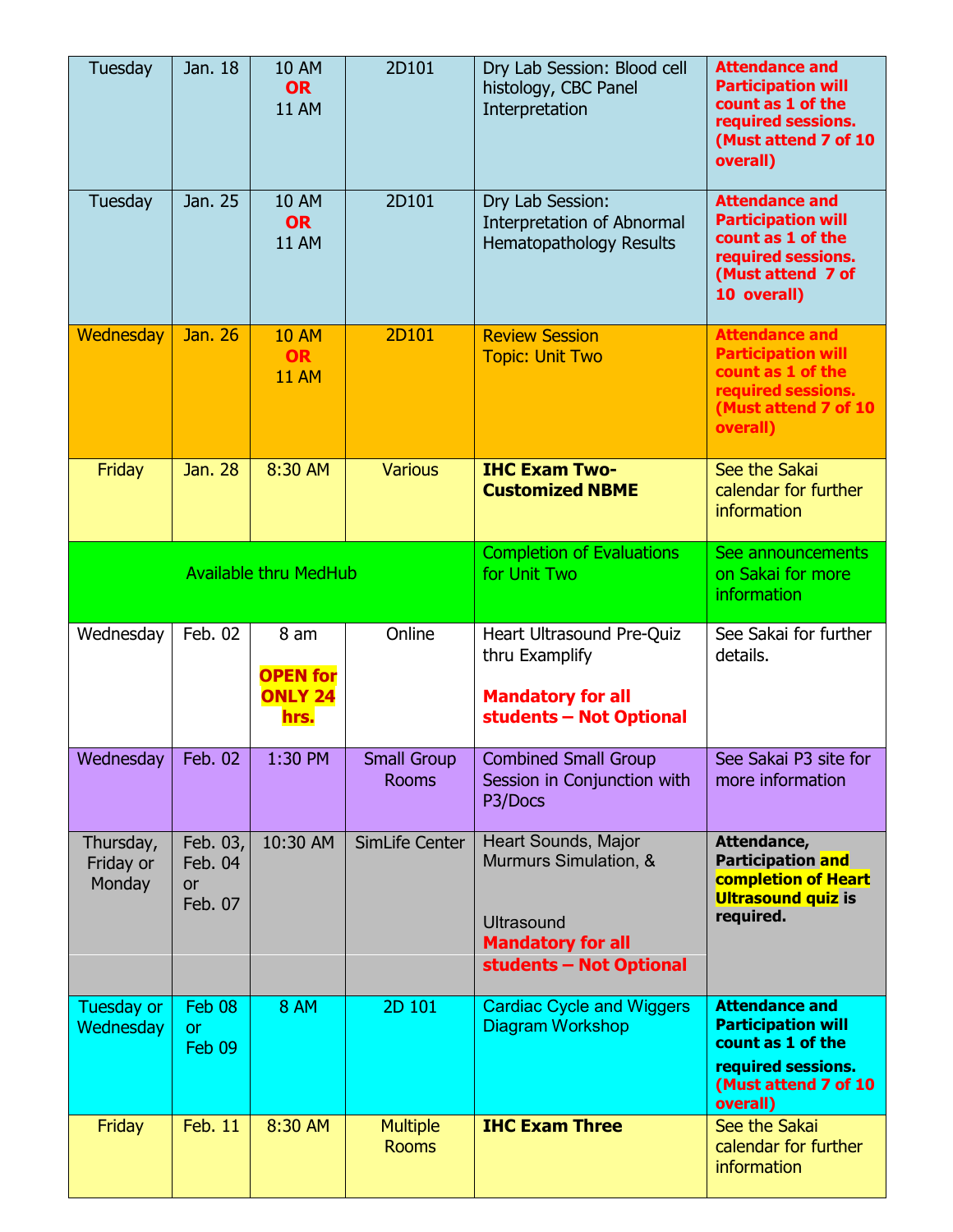| | | | | | |
|---|---|---|---|---|---|
| Tuesday | Jan. 18 | 10 AM **OR** 11 AM | 2D101 | Dry Lab Session: Blood cell histology, CBC Panel Interpretation | **Attendance and Participation will count as 1 of the required sessions. (Must attend 7 of 10 overall)** |
| Tuesday | Jan. 25 | 10 AM **OR** 11 AM | 2D101 | Dry Lab Session: Interpretation of Abnormal Hematopathology Results | **Attendance and Participation will count as 1 of the required sessions. (Must attend 7 of 10 overall)** |
| Wednesday | Jan. 26 | 10 AM **OR** 11 AM | 2D101 | Review Session Topic: Unit Two | **Attendance and Participation will count as 1 of the required sessions. (Must attend 7 of 10 overall)** |
| Friday | Jan. 28 | 8:30 AM | Various | **IHC Exam Two-Customized NBME** | See the Sakai calendar for further information |
| Available thru MedHub | | | | Completion of Evaluations for Unit Two | See announcements on Sakai for more information |
| Wednesday | Feb. 02 | 8 am **OPEN for ONLY 24 hrs.** | Online | Heart Ultrasound Pre-Quiz thru Examplify **Mandatory for all students – Not Optional** | See Sakai for further details. |
| Wednesday | Feb. 02 | 1:30 PM | Small Group Rooms | Combined Small Group Session in Conjunction with P3/Docs | See Sakai P3 site for more information |
| Thursday, Friday or Monday | Feb. 03, Feb. 04 or Feb. 07 | 10:30 AM | SimLife Center | Heart Sounds, Major Murmurs Simulation, & Ultrasound **Mandatory for all students – Not Optional** | **Attendance, Participation and completion of Heart Ultrasound quiz is required.** |
| Tuesday or Wednesday | Feb 08 or Feb 09 | 8 AM | 2D 101 | Cardiac Cycle and Wiggers Diagram Workshop | **Attendance and Participation will count as 1 of the required sessions. (Must attend 7 of 10 overall)** |
| Friday | Feb. 11 | 8:30 AM | Multiple Rooms | **IHC Exam Three** | See the Sakai calendar for further information |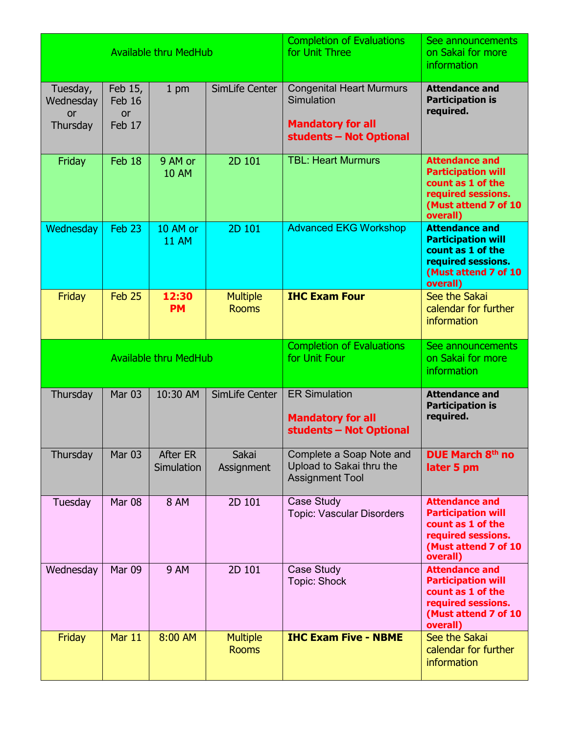| | | | | | |
|---|---|---|---|---|---|
| Available thru MedHub | | | | Completion of Evaluations for Unit Three | See announcements on Sakai for more information |
| Tuesday, Wednesday or Thursday | Feb 15, Feb 16 or Feb 17 | 1 pm | SimLife Center | Congenital Heart Murmurs Simulation<br><br>**Mandatory for all students – Not Optional** | **Attendance and Participation is required.** |
| Friday | Feb 18 | 9 AM or 10 AM | 2D 101 | TBL: Heart Murmurs | **Attendance and Participation will count as 1 of the required sessions. (Must attend 7 of 10 overall)** |
| Wednesday | Feb 23 | 10 AM or 11 AM | 2D 101 | Advanced EKG Workshop | **Attendance and Participation will count as 1 of the required sessions. (Must attend 7 of 10 overall)** |
| Friday | Feb 25 | **12:30 PM** | Multiple Rooms | **IHC Exam Four** | See the Sakai calendar for further information |
| Available thru MedHub | | | | Completion of Evaluations for Unit Four | See announcements on Sakai for more information |
| Thursday | Mar 03 | 10:30 AM | SimLife Center | ER Simulation<br><br>**Mandatory for all students – Not Optional** | **Attendance and Participation is required.** |
| Thursday | Mar 03 | After ER Simulation | Sakai Assignment | Complete a Soap Note and Upload to Sakai thru the Assignment Tool | **DUE March 8th no later 5 pm** |
| Tuesday | Mar 08 | 8 AM | 2D 101 | Case Study<br>Topic: Vascular Disorders | **Attendance and Participation will count as 1 of the required sessions. (Must attend 7 of 10 overall)** |
| Wednesday | Mar 09 | 9 AM | 2D 101 | Case Study<br>Topic: Shock | **Attendance and Participation will count as 1 of the required sessions. (Must attend 7 of 10 overall)** |
| Friday | Mar 11 | 8:00 AM | Multiple Rooms | **IHC Exam Five - NBME** | See the Sakai calendar for further information |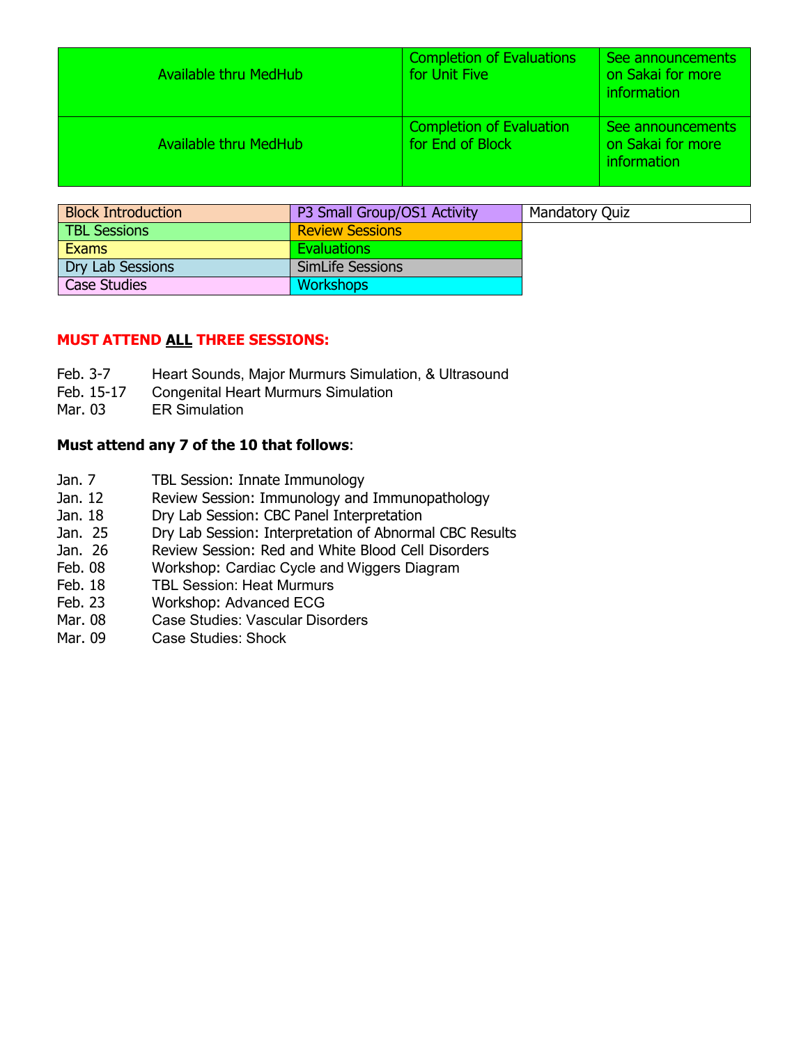| | | |
|---|---|---|
| Available thru MedHub | Completion of Evaluations for Unit Five | See announcements on Sakai for more information |
| Available thru MedHub | Completion of Evaluation for End of Block | See announcements on Sakai for more information |

| | | |
|---|---|---|
| Block Introduction | P3 Small Group/OS1 Activity | Mandatory Quiz |
| TBL Sessions | Review Sessions | |
| Exams | Evaluations | |
| Dry Lab Sessions | SimLife Sessions | |
| Case Studies | Workshops | |

**MUST ATTEND ALL THREE SESSIONS:**

Feb. 3-7 Heart Sounds, Major Murmurs Simulation, & Ultrasound
Feb. 15-17 Congenital Heart Murmurs Simulation
Mar. 03 ER Simulation

**Must attend any 7 of the 10 that follows**:

Jan. 7 TBL Session: Innate Immunology
Jan. 12 Review Session: Immunology and Immunopathology
Jan. 18 Dry Lab Session: CBC Panel Interpretation
Jan. 25 Dry Lab Session: Interpretation of Abnormal CBC Results
Jan. 26 Review Session: Red and White Blood Cell Disorders
Feb. 08 Workshop: Cardiac Cycle and Wiggers Diagram
Feb. 18 TBL Session: Heat Murmurs
Feb. 23 Workshop: Advanced ECG
Mar. 08 Case Studies: Vascular Disorders
Mar. 09 Case Studies: Shock